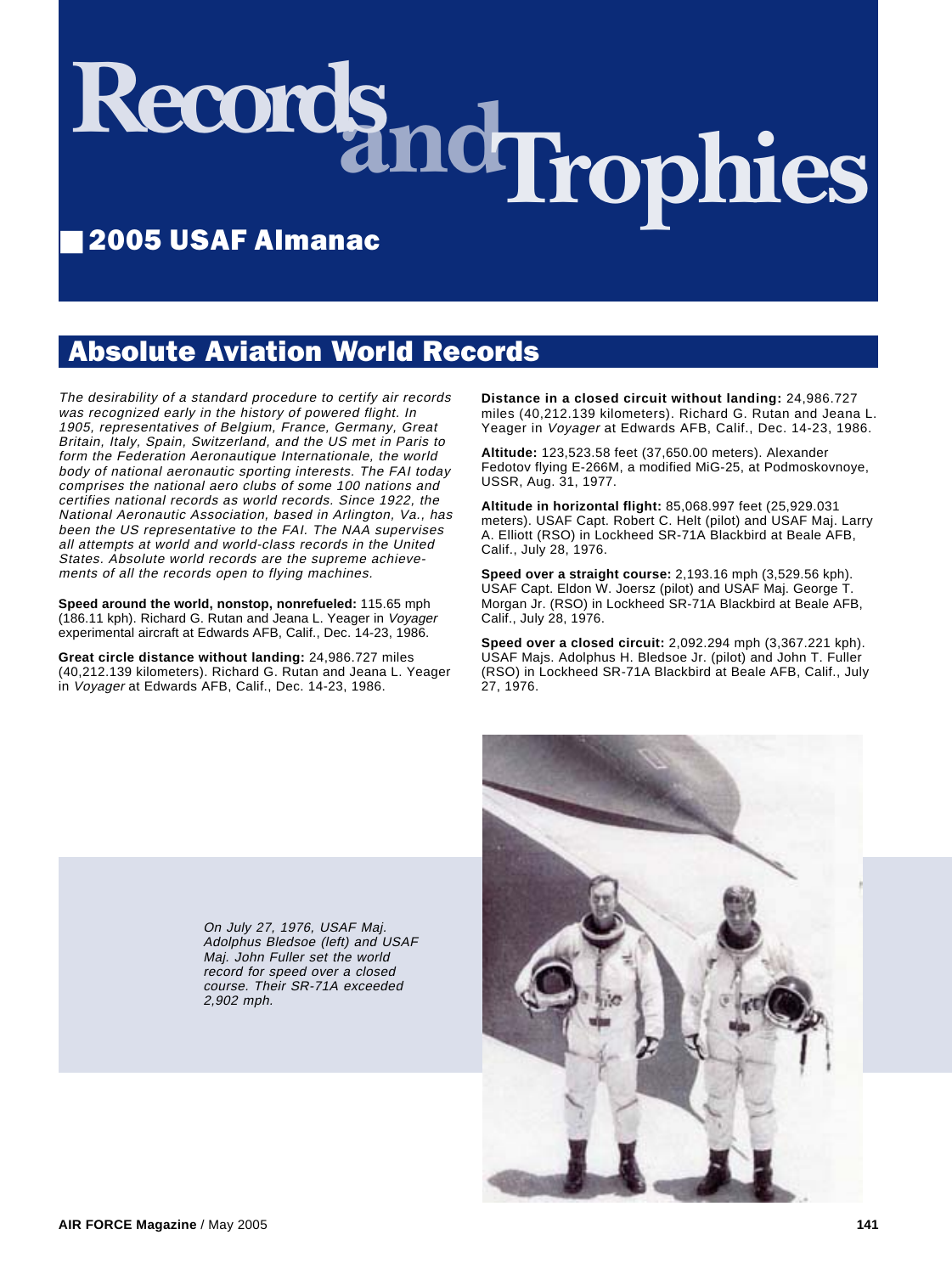# Records and Trophies

## 2005 USAF Almanac

## Absolute Aviation World Records

*The desirability of a standard procedure to certify air records was recognized early in the history of powered flight. In 1905, representatives of Belgium, France, Germany, Great Britain, Italy, Spain, Switzerland, and the US met in Paris to form the Federation Aeronautique Internationale, the world body of national aeronautic sporting interests. The FAI today comprises the national aero clubs of some 100 nations and certifies national records as world records. Since 1922, the National Aeronautic Association, based in Arlington, Va., has been the US representative to the FAI. The NAA supervises all attempts at world and world-class records in the United States. Absolute world records are the supreme achievements of all the records open to flying machines.*

**Speed around the world, nonstop, nonrefueled:** 115.65 mph (186.11 kph). Richard G. Rutan and Jeana L. Yeager in *Voyager* experimental aircraft at Edwards AFB, Calif., Dec. 14-23, 1986.

**Great circle distance without landing:** 24,986.727 miles (40,212.139 kilometers). Richard G. Rutan and Jeana L. Yeager in *Voyager* at Edwards AFB, Calif., Dec. 14-23, 1986.

**Distance in a closed circuit without landing:** 24,986.727 miles (40,212.139 kilometers). Richard G. Rutan and Jeana L. Yeager in *Voyager* at Edwards AFB, Calif., Dec. 14-23, 1986.

**Altitude:** 123,523.58 feet (37,650.00 meters). Alexander Fedotov flying E-266M, a modified MiG-25, at Podmoskovnoye, USSR, Aug. 31, 1977.

**Altitude in horizontal flight:** 85,068.997 feet (25,929.031 meters). USAF Capt. Robert C. Helt (pilot) and USAF Maj. Larry A. Elliott (RSO) in Lockheed SR-71A Blackbird at Beale AFB, Calif., July 28, 1976.

**Speed over a straight course:** 2,193.16 mph (3,529.56 kph). USAF Capt. Eldon W. Joersz (pilot) and USAF Maj. George T. Morgan Jr. (RSO) in Lockheed SR-71A Blackbird at Beale AFB, Calif., July 28, 1976.

**Speed over a closed circuit:** 2,092.294 mph (3,367.221 kph). USAF Majs. Adolphus H. Bledsoe Jr. (pilot) and John T. Fuller (RSO) in Lockheed SR-71A Blackbird at Beale AFB, Calif., July 27, 1976.

*On July 27, 1976, USAF Maj. Adolphus Bledsoe (left) and USAF Maj. John Fuller set the world record for speed over a closed course. Their SR-71A exceeded 2,902 mph.*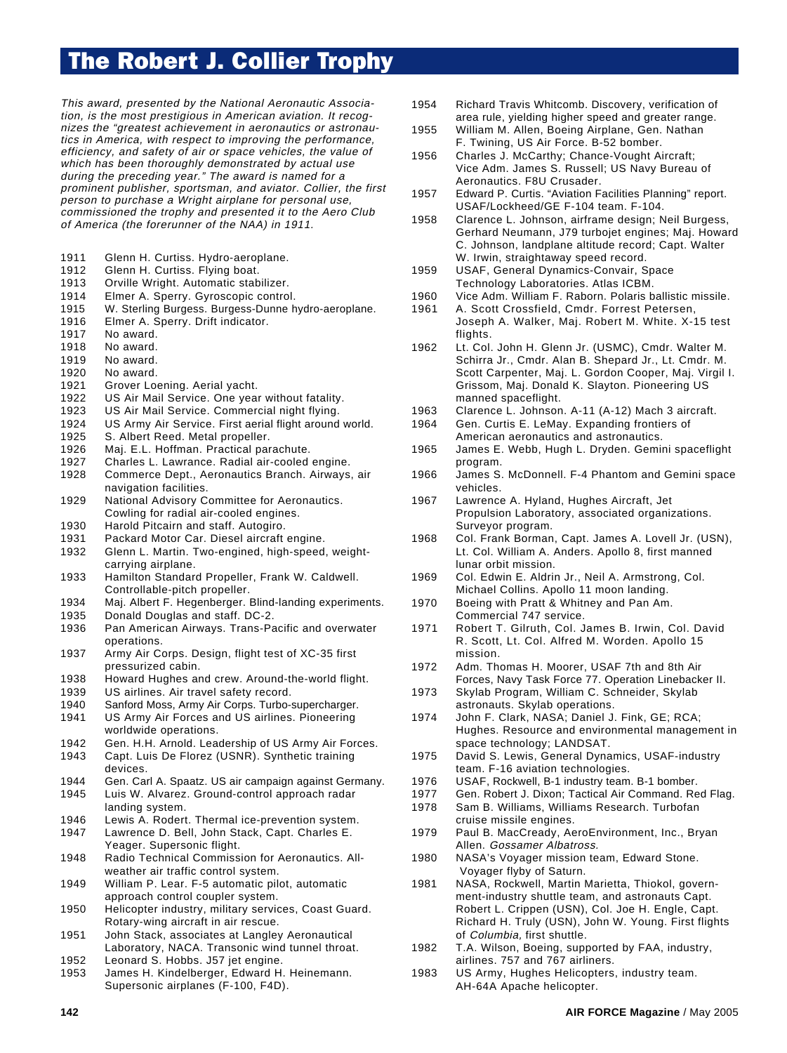# The Robert J. Collier Trophy

*This award, presented by the National Aeronautic Association, is the most prestigious in American aviation. It recognizes the "greatest achievement in aeronautics or astronautics in America, with respect to improving the performance, efficiency, and safety of air or space vehicles, the value of which has been thoroughly demonstrated by actual use during the preceding year." The award is named for a prominent publisher, sportsman, and aviator. Collier, the first person to purchase a Wright airplane for personal use, commissioned the trophy and presented it to the Aero Club of America (the forerunner of the NAA) in 1911.*

| | |
|---|---|
| 1911 | Glenn H. Curtiss. Hydro-aeroplane. |
| 1912 | Glenn H. Curtiss. Flying boat. |
| 1913 | Orville Wright. Automatic stabilizer. |
| 1914 | Elmer A. Sperry. Gyroscopic control. |
| 1915 | W. Sterling Burgess. Burgess-Dunne hydro-aeroplane. |
| 1916 | Elmer A. Sperry. Drift indicator. |
| 1917 | No award. |
| 1918 | No award. |
| 1919 | No award. |
| 1920 | No award. |
| 1921 | Grover Loening. Aerial yacht. |
| 1922 | US Air Mail Service. One year without fatality. |
| 1923 | US Air Mail Service. Commercial night flying. |
| 1924 | US Army Air Service. First aerial flight around world. |
| 1925 | S. Albert Reed. Metal propeller. |
| 1926 | Maj. E.L. Hoffman. Practical parachute. |
| 1927 | Charles L. Lawrance. Radial air-cooled engine. |
| 1928 | Commerce Dept., Aeronautics Branch. Airways, air navigation facilities. |
| 1929 | National Advisory Committee for Aeronautics. Cowling for radial air-cooled engines. |
| 1930 | Harold Pitcairn and staff. Autogiro. |
| 1931 | Packard Motor Car. Diesel aircraft engine. |
| 1932 | Glenn L. Martin. Two-engined, high-speed, weight-carrying airplane. |
| 1933 | Hamilton Standard Propeller, Frank W. Caldwell. Controllable-pitch propeller. |
| 1934 | Maj. Albert F. Hegenberger. Blind-landing experiments. |
| 1935 | Donald Douglas and staff. DC-2. |
| 1936 | Pan American Airways. Trans-Pacific and overwater operations. |
| 1937 | Army Air Corps. Design, flight test of XC-35 first pressurized cabin. |
| 1938 | Howard Hughes and crew. Around-the-world flight. |
| 1939 | US airlines. Air travel safety record. |
| 1940 | Sanford Moss, Army Air Corps. Turbo-supercharger. |
| 1941 | US Army Air Forces and US airlines. Pioneering worldwide operations. |
| 1942 | Gen. H.H. Arnold. Leadership of US Army Air Forces. |
| 1943 | Capt. Luis De Florez (USNR). Synthetic training devices. |
| 1944 | Gen. Carl A. Spaatz. US air campaign against Germany. |
| 1945 | Luis W. Alvarez. Ground-control approach radar landing system. |
| 1946 | Lewis A. Rodert. Thermal ice-prevention system. |
| 1947 | Lawrence D. Bell, John Stack, Capt. Charles E. Yeager. Supersonic flight. |
| 1948 | Radio Technical Commission for Aeronautics. All-weather air traffic control system. |
| 1949 | William P. Lear. F-5 automatic pilot, automatic approach control coupler system. |
| 1950 | Helicopter industry, military services, Coast Guard. Rotary-wing aircraft in air rescue. |
| 1951 | John Stack, associates at Langley Aeronautical Laboratory, NACA. Transonic wind tunnel throat. |
| 1952 | Leonard S. Hobbs. J57 jet engine. |
| 1953 | James H. Kindelberger, Edward H. Heinemann. Supersonic airplanes (F-100, F4D). |
| 1954 | Richard Travis Whitcomb. Discovery, verification of area rule, yielding higher speed and greater range. |
| 1955 | William M. Allen, Boeing Airplane, Gen. Nathan F. Twining, US Air Force. B-52 bomber. |
| 1956 | Charles J. McCarthy; Chance-Vought Aircraft; Vice Adm. James S. Russell; US Navy Bureau of Aeronautics. F8U Crusader. |
| 1957 | Edward P. Curtis. "Aviation Facilities Planning" report. USAF/Lockheed/GE F-104 team. F-104. |
| 1958 | Clarence L. Johnson, airframe design; Neil Burgess, Gerhard Neumann, J79 turbojet engines; Maj. Howard C. Johnson, landplane altitude record; Capt. Walter W. Irwin, straightaway speed record. |
| 1959 | USAF, General Dynamics-Convair, Space Technology Laboratories. Atlas ICBM. |
| 1960 | Vice Adm. William F. Raborn. Polaris ballistic missile. |
| 1961 | A. Scott Crossfield, Cmdr. Forrest Petersen, Joseph A. Walker, Maj. Robert M. White. X-15 test flights. |
| 1962 | Lt. Col. John H. Glenn Jr. (USMC), Cmdr. Walter M. Schirra Jr., Cmdr. Alan B. Shepard Jr., Lt. Cmdr. M. Scott Carpenter, Maj. L. Gordon Cooper, Maj. Virgil I. Grissom, Maj. Donald K. Slayton. Pioneering US manned spaceflight. |
| 1963 | Clarence L. Johnson. A-11 (A-12) Mach 3 aircraft. |
| 1964 | Gen. Curtis E. LeMay. Expanding frontiers of American aeronautics and astronautics. |
| 1965 | James E. Webb, Hugh L. Dryden. Gemini spaceflight program. |
| 1966 | James S. McDonnell. F-4 Phantom and Gemini space vehicles. |
| 1967 | Lawrence A. Hyland, Hughes Aircraft, Jet Propulsion Laboratory, associated organizations. Surveyor program. |
| 1968 | Col. Frank Borman, Capt. James A. Lovell Jr. (USN), Lt. Col. William A. Anders. Apollo 8, first manned lunar orbit mission. |
| 1969 | Col. Edwin E. Aldrin Jr., Neil A. Armstrong, Col. Michael Collins. Apollo 11 moon landing. |
| 1970 | Boeing with Pratt & Whitney and Pan Am. Commercial 747 service. |
| 1971 | Robert T. Gilruth, Col. James B. Irwin, Col. David R. Scott, Lt. Col. Alfred M. Worden. Apollo 15 mission. |
| 1972 | Adm. Thomas H. Moorer, USAF 7th and 8th Air Forces, Navy Task Force 77. Operation Linebacker II. |
| 1973 | Skylab Program, William C. Schneider, Skylab astronauts. Skylab operations. |
| 1974 | John F. Clark, NASA; Daniel J. Fink, GE; RCA; Hughes. Resource and environmental management in space technology; LANDSAT. |
| 1975 | David S. Lewis, General Dynamics, USAF-industry team. F-16 aviation technologies. |
| 1976 | USAF, Rockwell, B-1 industry team. B-1 bomber. |
| 1977 | Gen. Robert J. Dixon; Tactical Air Command. Red Flag. |
| 1978 | Sam B. Williams, Williams Research. Turbofan cruise missile engines. |
| 1979 | Paul B. MacCready, AeroEnvironment, Inc., Bryan Allen. *Gossamer Albatross.* |
| 1980 | NASA's Voyager mission team, Edward Stone. Voyager flyby of Saturn. |
| 1981 | NASA, Rockwell, Martin Marietta, Thiokol, government-industry shuttle team, and astronauts Capt. Robert L. Crippen (USN), Col. Joe H. Engle, Capt. Richard H. Truly (USN), John W. Young. First flights of *Columbia,* first shuttle. |
| 1982 | T.A. Wilson, Boeing, supported by FAA, industry, airlines. 757 and 767 airliners. |
| 1983 | US Army, Hughes Helicopters, industry team. AH-64A Apache helicopter. |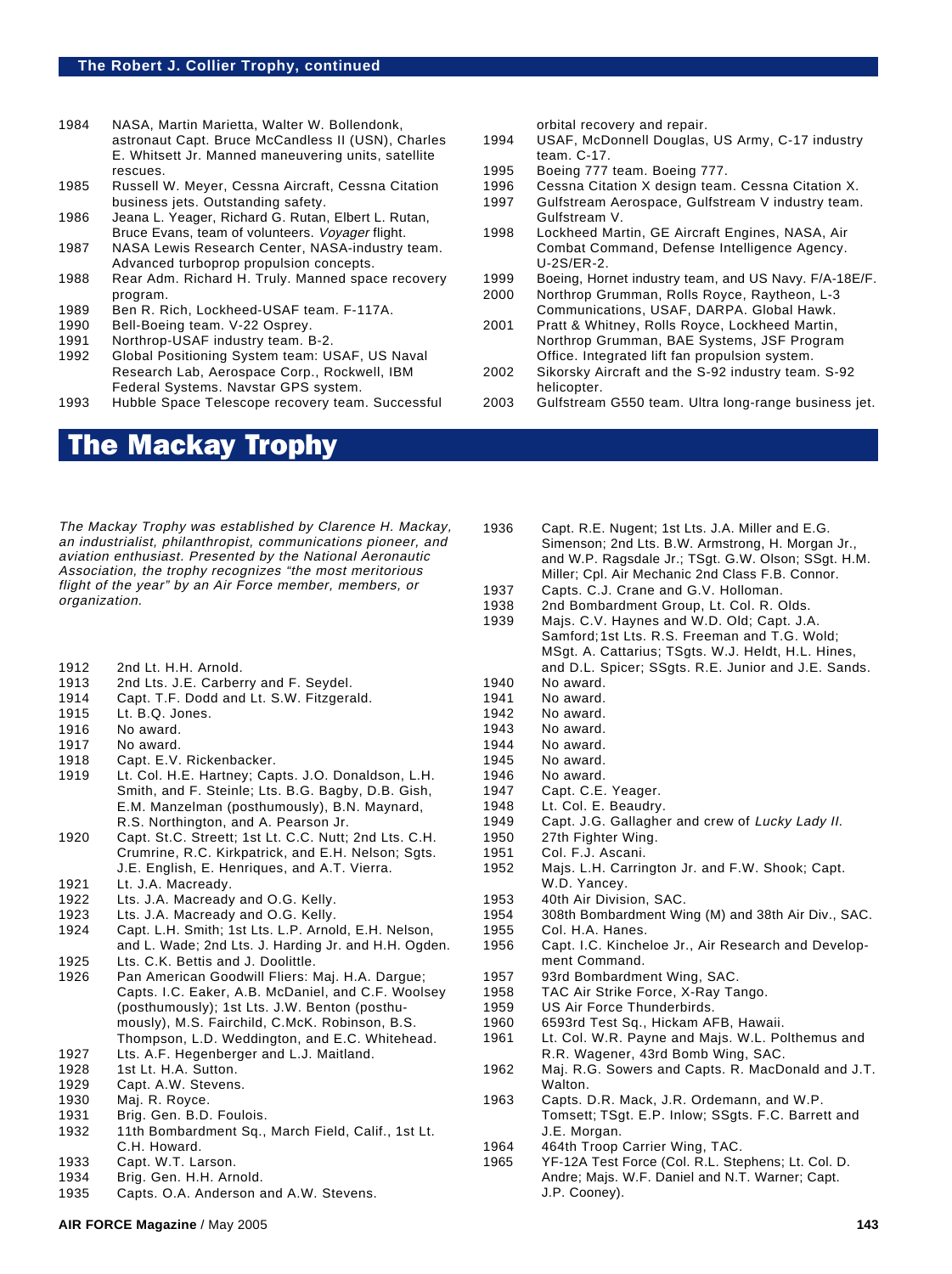## The Robert J. Collier Trophy, continued

| Year | Recipient |
|---|---|
| 1984 | NASA, Martin Marietta, Walter W. Bollendonk, astronaut Capt. Bruce McCandless II (USN), Charles E. Whitsett Jr. Manned maneuvering units, satellite rescues. |
| 1985 | Russell W. Meyer, Cessna Aircraft, Cessna Citation business jets. Outstanding safety. |
| 1986 | Jeana L. Yeager, Richard G. Rutan, Elbert L. Rutan, Bruce Evans, team of volunteers. *Voyager* flight. |
| 1987 | NASA Lewis Research Center, NASA-industry team. Advanced turboprop propulsion concepts. |
| 1988 | Rear Adm. Richard H. Truly. Manned space recovery program. |
| 1989 | Ben R. Rich, Lockheed-USAF team. F-117A. |
| 1990 | Bell-Boeing team. V-22 Osprey. |
| 1991 | Northrop-USAF industry team. B-2. |
| 1992 | Global Positioning System team: USAF, US Naval Research Lab, Aerospace Corp., Rockwell, IBM Federal Systems. Navstar GPS system. |
| 1993 | Hubble Space Telescope recovery team. Successful orbital recovery and repair. |
| 1994 | USAF, McDonnell Douglas, US Army, C-17 industry team. C-17. |
| 1995 | Boeing 777 team. Boeing 777. |
| 1996 | Cessna Citation X design team. Cessna Citation X. |
| 1997 | Gulfstream Aerospace, Gulfstream V industry team. Gulfstream V. |
| 1998 | Lockheed Martin, GE Aircraft Engines, NASA, Air Combat Command, Defense Intelligence Agency. U-2S/ER-2. |
| 1999 | Boeing, Hornet industry team, and US Navy. F/A-18E/F. |
| 2000 | Northrop Grumman, Rolls Royce, Raytheon, L-3 Communications, USAF, DARPA. Global Hawk. |
| 2001 | Pratt & Whitney, Rolls Royce, Lockheed Martin, Northrop Grumman, BAE Systems, JSF Program Office. Integrated lift fan propulsion system. |
| 2002 | Sikorsky Aircraft and the S-92 industry team. S-92 helicopter. |
| 2003 | Gulfstream G550 team. Ultra long-range business jet. |

# The Mackay Trophy

*The Mackay Trophy was established by Clarence H. Mackay, an industrialist, philanthropist, communications pioneer, and aviation enthusiast. Presented by the National Aeronautic Association, the trophy recognizes "the most meritorious flight of the year" by an Air Force member, members, or organization.*

| Year | Recipient |
|---|---|
| 1912 | 2nd Lt. H.H. Arnold. |
| 1913 | 2nd Lts. J.E. Carberry and F. Seydel. |
| 1914 | Capt. T.F. Dodd and Lt. S.W. Fitzgerald. |
| 1915 | Lt. B.Q. Jones. |
| 1916 | No award. |
| 1917 | No award. |
| 1918 | Capt. E.V. Rickenbacker. |
| 1919 | Lt. Col. H.E. Hartney; Capts. J.O. Donaldson, L.H. Smith, and F. Steinle; Lts. B.G. Bagby, D.B. Gish, E.M. Manzelman (posthumously), B.N. Maynard, R.S. Northington, and A. Pearson Jr. |
| 1920 | Capt. St.C. Streett; 1st Lt. C.C. Nutt; 2nd Lts. C.H. Crumrine, R.C. Kirkpatrick, and E.H. Nelson; Sgts. J.E. English, E. Henriques, and A.T. Vierra. |
| 1921 | Lt. J.A. Macready. |
| 1922 | Lts. J.A. Macready and O.G. Kelly. |
| 1923 | Lts. J.A. Macready and O.G. Kelly. |
| 1924 | Capt. L.H. Smith; 1st Lts. L.P. Arnold, E.H. Nelson, and L. Wade; 2nd Lts. J. Harding Jr. and H.H. Ogden. |
| 1925 | Lts. C.K. Bettis and J. Doolittle. |
| 1926 | Pan American Goodwill Fliers: Maj. H.A. Dargue; Capts. I.C. Eaker, A.B. McDaniel, and C.F. Woolsey (posthumously); 1st Lts. J.W. Benton (posthumously), M.S. Fairchild, C.McK. Robinson, B.S. Thompson, L.D. Weddington, and E.C. Whitehead. |
| 1927 | Lts. A.F. Hegenberger and L.J. Maitland. |
| 1928 | 1st Lt. H.A. Sutton. |
| 1929 | Capt. A.W. Stevens. |
| 1930 | Maj. R. Royce. |
| 1931 | Brig. Gen. B.D. Foulois. |
| 1932 | 11th Bombardment Sq., March Field, Calif., 1st Lt. C.H. Howard. |
| 1933 | Capt. W.T. Larson. |
| 1934 | Brig. Gen. H.H. Arnold. |
| 1935 | Capts. O.A. Anderson and A.W. Stevens. |
| 1936 | Capt. R.E. Nugent; 1st Lts. J.A. Miller and E.G. Simenson; 2nd Lts. B.W. Armstrong, H. Morgan Jr., and W.P. Ragsdale Jr.; TSgt. G.W. Olson; SSgt. H.M. Miller; Cpl. Air Mechanic 2nd Class F.B. Connor. |
| 1937 | Capts. C.J. Crane and G.V. Holloman. |
| 1938 | 2nd Bombardment Group, Lt. Col. R. Olds. |
| 1939 | Majs. C.V. Haynes and W.D. Old; Capt. J.A. Samford; 1st Lts. R.S. Freeman and T.G. Wold; MSgt. A. Cattarius; TSgts. W.J. Heldt, H.L. Hines, and D.L. Spicer; SSgts. R.E. Junior and J.E. Sands. |
| 1940 | No award. |
| 1941 | No award. |
| 1942 | No award. |
| 1943 | No award. |
| 1944 | No award. |
| 1945 | No award. |
| 1946 | No award. |
| 1947 | Capt. C.E. Yeager. |
| 1948 | Lt. Col. E. Beaudry. |
| 1949 | Capt. J.G. Gallagher and crew of *Lucky Lady II*. |
| 1950 | 27th Fighter Wing. |
| 1951 | Col. F.J. Ascani. |
| 1952 | Majs. L.H. Carrington Jr. and F.W. Shook; Capt. W.D. Yancey. |
| 1953 | 40th Air Division, SAC. |
| 1954 | 308th Bombardment Wing (M) and 38th Air Div., SAC. |
| 1955 | Col. H.A. Hanes. |
| 1956 | Capt. I.C. Kincheloe Jr., Air Research and Development Command. |
| 1957 | 93rd Bombardment Wing, SAC. |
| 1958 | TAC Air Strike Force, X-Ray Tango. |
| 1959 | US Air Force Thunderbirds. |
| 1960 | 6593rd Test Sq., Hickam AFB, Hawaii. |
| 1961 | Lt. Col. W.R. Payne and Majs. W.L. Polthemus and R.R. Wagener, 43rd Bomb Wing, SAC. |
| 1962 | Maj. R.G. Sowers and Capts. R. MacDonald and J.T. Walton. |
| 1963 | Capts. D.R. Mack, J.R. Ordemann, and W.P. Tomsett; TSgt. E.P. Inlow; SSgts. F.C. Barrett and J.E. Morgan. |
| 1964 | 464th Troop Carrier Wing, TAC. |
| 1965 | YF-12A Test Force (Col. R.L. Stephens; Lt. Col. D. Andre; Majs. W.F. Daniel and N.T. Warner; Capt. J.P. Cooney). |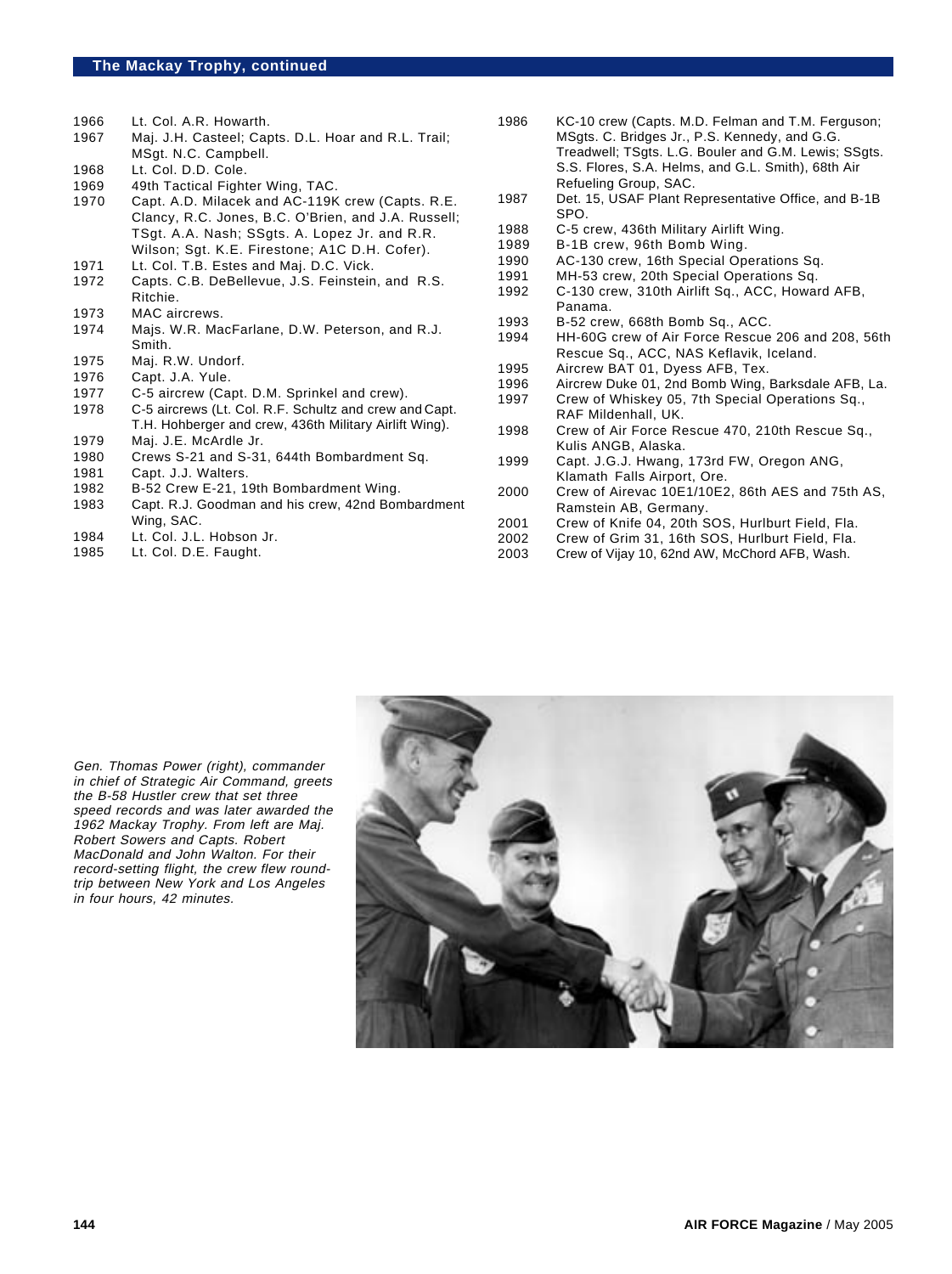## The Mackay Trophy, continued

1966 Lt. Col. A.R. Howarth.
1967 Maj. J.H. Casteel; Capts. D.L. Hoar and R.L. Trail; MSgt. N.C. Campbell.
1968 Lt. Col. D.D. Cole.
1969 49th Tactical Fighter Wing, TAC.
1970 Capt. A.D. Milacek and AC-119K crew (Capts. R.E. Clancy, R.C. Jones, B.C. O'Brien, and J.A. Russell; TSgt. A.A. Nash; SSgts. A. Lopez Jr. and R.R. Wilson; Sgt. K.E. Firestone; A1C D.H. Cofer).
1971 Lt. Col. T.B. Estes and Maj. D.C. Vick.
1972 Capts. C.B. DeBellevue, J.S. Feinstein, and R.S. Ritchie.
1973 MAC aircrews.
1974 Majs. W.R. MacFarlane, D.W. Peterson, and R.J. Smith.
1975 Maj. R.W. Undorf.
1976 Capt. J.A. Yule.
1977 C-5 aircrew (Capt. D.M. Sprinkel and crew).
1978 C-5 aircrews (Lt. Col. R.F. Schultz and crew and Capt. T.H. Hohberger and crew, 436th Military Airlift Wing).
1979 Maj. J.E. McArdle Jr.
1980 Crews S-21 and S-31, 644th Bombardment Sq.
1981 Capt. J.J. Walters.
1982 B-52 Crew E-21, 19th Bombardment Wing.
1983 Capt. R.J. Goodman and his crew, 42nd Bombardment Wing, SAC.
1984 Lt. Col. J.L. Hobson Jr.
1985 Lt. Col. D.E. Faught.
1986 KC-10 crew (Capts. M.D. Felman and T.M. Ferguson; MSgts. C. Bridges Jr., P.S. Kennedy, and G.G. Treadwell; TSgts. L.G. Bouler and G.M. Lewis; SSgts. S.S. Flores, S.A. Helms, and G.L. Smith), 68th Air Refueling Group, SAC.
1987 Det. 15, USAF Plant Representative Office, and B-1B SPO.
1988 C-5 crew, 436th Military Airlift Wing.
1989 B-1B crew, 96th Bomb Wing.
1990 AC-130 crew, 16th Special Operations Sq.
1991 MH-53 crew, 20th Special Operations Sq.
1992 C-130 crew, 310th Airlift Sq., ACC, Howard AFB, Panama.
1993 B-52 crew, 668th Bomb Sq., ACC.
1994 HH-60G crew of Air Force Rescue 206 and 208, 56th Rescue Sq., ACC, NAS Keflavik, Iceland.
1995 Aircrew BAT 01, Dyess AFB, Tex.
1996 Aircrew Duke 01, 2nd Bomb Wing, Barksdale AFB, La.
1997 Crew of Whiskey 05, 7th Special Operations Sq., RAF Mildenhall, UK.
1998 Crew of Air Force Rescue 470, 210th Rescue Sq., Kulis ANGB, Alaska.
1999 Capt. J.G.J. Hwang, 173rd FW, Oregon ANG, Klamath Falls Airport, Ore.
2000 Crew of Airevac 10E1/10E2, 86th AES and 75th AS, Ramstein AB, Germany.
2001 Crew of Knife 04, 20th SOS, Hurlburt Field, Fla.
2002 Crew of Grim 31, 16th SOS, Hurlburt Field, Fla.
2003 Crew of Vijay 10, 62nd AW, McChord AFB, Wash.

*Gen. Thomas Power (right), commander in chief of Strategic Air Command, greets the B-58 Hustler crew that set three speed records and was later awarded the 1962 Mackay Trophy. From left are Maj. Robert Sowers and Capts. Robert MacDonald and John Walton. For their record-setting flight, the crew flew round-trip between New York and Los Angeles in four hours, 42 minutes.*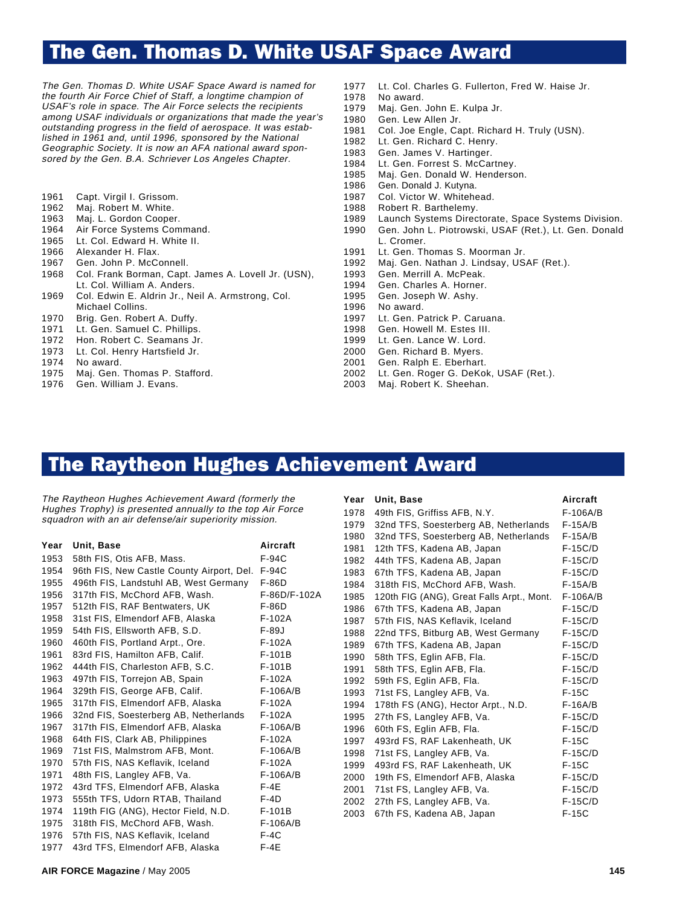## The Gen. Thomas D. White USAF Space Award

*The Gen. Thomas D. White USAF Space Award is named for the fourth Air Force Chief of Staff, a longtime champion of USAF's role in space. The Air Force selects the recipients among USAF individuals or organizations that made the year's outstanding progress in the field of aerospace. It was established in 1961 and, until 1996, sponsored by the National Geographic Society. It is now an AFA national award sponsored by the Gen. B.A. Schriever Los Angeles Chapter.*

| | |
|---|---|
| 1961 | Capt. Virgil I. Grissom. |
| 1962 | Maj. Robert M. White. |
| 1963 | Maj. L. Gordon Cooper. |
| 1964 | Air Force Systems Command. |
| 1965 | Lt. Col. Edward H. White II. |
| 1966 | Alexander H. Flax. |
| 1967 | Gen. John P. McConnell. |
| 1968 | Col. Frank Borman, Capt. James A. Lovell Jr. (USN), Lt. Col. William A. Anders. |
| 1969 | Col. Edwin E. Aldrin Jr., Neil A. Armstrong, Col. Michael Collins. |
| 1970 | Brig. Gen. Robert A. Duffy. |
| 1971 | Lt. Gen. Samuel C. Phillips. |
| 1972 | Hon. Robert C. Seamans Jr. |
| 1973 | Lt. Col. Henry Hartsfield Jr. |
| 1974 | No award. |
| 1975 | Maj. Gen. Thomas P. Stafford. |
| 1976 | Gen. William J. Evans. |
| 1977 | Lt. Col. Charles G. Fullerton, Fred W. Haise Jr. |
| 1978 | No award. |
| 1979 | Maj. Gen. John E. Kulpa Jr. |
| 1980 | Gen. Lew Allen Jr. |
| 1981 | Col. Joe Engle, Capt. Richard H. Truly (USN). |
| 1982 | Lt. Gen. Richard C. Henry. |
| 1983 | Gen. James V. Hartinger. |
| 1984 | Lt. Gen. Forrest S. McCartney. |
| 1985 | Maj. Gen. Donald W. Henderson. |
| 1986 | Gen. Donald J. Kutyna. |
| 1987 | Col. Victor W. Whitehead. |
| 1988 | Robert R. Barthelemy. |
| 1989 | Launch Systems Directorate, Space Systems Division. |
| 1990 | Gen. John L. Piotrowski, USAF (Ret.), Lt. Gen. Donald L. Cromer. |
| 1991 | Lt. Gen. Thomas S. Moorman Jr. |
| 1992 | Maj. Gen. Nathan J. Lindsay, USAF (Ret.). |
| 1993 | Gen. Merrill A. McPeak. |
| 1994 | Gen. Charles A. Horner. |
| 1995 | Gen. Joseph W. Ashy. |
| 1996 | No award. |
| 1997 | Lt. Gen. Patrick P. Caruana. |
| 1998 | Gen. Howell M. Estes III. |
| 1999 | Lt. Gen. Lance W. Lord. |
| 2000 | Gen. Richard B. Myers. |
| 2001 | Gen. Ralph E. Eberhart. |
| 2002 | Lt. Gen. Roger G. DeKok, USAF (Ret.). |
| 2003 | Maj. Robert K. Sheehan. |

## The Raytheon Hughes Achievement Award

*The Raytheon Hughes Achievement Award (formerly the Hughes Trophy) is presented annually to the top Air Force squadron with an air defense/air superiority mission.*

| Year | Unit, Base | Aircraft |
|---|---|---|
| 1953 | 58th FIS, Otis AFB, Mass. | F-94C |
| 1954 | 96th FIS, New Castle County Airport, Del. | F-94C |
| 1955 | 496th FIS, Landstuhl AB, West Germany | F-86D |
| 1956 | 317th FIS, McChord AFB, Wash. | F-86D/F-102A |
| 1957 | 512th FIS, RAF Bentwaters, UK | F-86D |
| 1958 | 31st FIS, Elmendorf AFB, Alaska | F-102A |
| 1959 | 54th FIS, Ellsworth AFB, S.D. | F-89J |
| 1960 | 460th FIS, Portland Arpt., Ore. | F-102A |
| 1961 | 83rd FIS, Hamilton AFB, Calif. | F-101B |
| 1962 | 444th FIS, Charleston AFB, S.C. | F-101B |
| 1963 | 497th FIS, Torrejon AB, Spain | F-102A |
| 1964 | 329th FIS, George AFB, Calif. | F-106A/B |
| 1965 | 317th FIS, Elmendorf AFB, Alaska | F-102A |
| 1966 | 32nd FIS, Soesterberg AB, Netherlands | F-102A |
| 1967 | 317th FIS, Elmendorf AFB, Alaska | F-106A/B |
| 1968 | 64th FIS, Clark AB, Philippines | F-102A |
| 1969 | 71st FIS, Malmstrom AFB, Mont. | F-106A/B |
| 1970 | 57th FIS, NAS Keflavik, Iceland | F-102A |
| 1971 | 48th FIS, Langley AFB, Va. | F-106A/B |
| 1972 | 43rd TFS, Elmendorf AFB, Alaska | F-4E |
| 1973 | 555th TFS, Udorn RTAB, Thailand | F-4D |
| 1974 | 119th FIG (ANG), Hector Field, N.D. | F-101B |
| 1975 | 318th FIS, McChord AFB, Wash. | F-106A/B |
| 1976 | 57th FIS, NAS Keflavik, Iceland | F-4C |
| 1977 | 43rd TFS, Elmendorf AFB, Alaska | F-4E |
| 1978 | 49th FIS, Griffiss AFB, N.Y. | F-106A/B |
| 1979 | 32nd TFS, Soesterberg AB, Netherlands | F-15A/B |
| 1980 | 32nd TFS, Soesterberg AB, Netherlands | F-15A/B |
| 1981 | 12th TFS, Kadena AB, Japan | F-15C/D |
| 1982 | 44th TFS, Kadena AB, Japan | F-15C/D |
| 1983 | 67th TFS, Kadena AB, Japan | F-15C/D |
| 1984 | 318th FIS, McChord AFB, Wash. | F-15A/B |
| 1985 | 120th FIG (ANG), Great Falls Arpt., Mont. | F-106A/B |
| 1986 | 67th TFS, Kadena AB, Japan | F-15C/D |
| 1987 | 57th FIS, NAS Keflavik, Iceland | F-15C/D |
| 1988 | 22nd TFS, Bitburg AB, West Germany | F-15C/D |
| 1989 | 67th TFS, Kadena AB, Japan | F-15C/D |
| 1990 | 58th TFS, Eglin AFB, Fla. | F-15C/D |
| 1991 | 58th TFS, Eglin AFB, Fla. | F-15C/D |
| 1992 | 59th FS, Eglin AFB, Fla. | F-15C/D |
| 1993 | 71st FS, Langley AFB, Va. | F-15C |
| 1994 | 178th FS (ANG), Hector Arpt., N.D. | F-16A/B |
| 1995 | 27th FS, Langley AFB, Va. | F-15C/D |
| 1996 | 60th FS, Eglin AFB, Fla. | F-15C/D |
| 1997 | 493rd FS, RAF Lakenheath, UK | F-15C |
| 1998 | 71st FS, Langley AFB, Va. | F-15C/D |
| 1999 | 493rd FS, RAF Lakenheath, UK | F-15C |
| 2000 | 19th FS, Elmendorf AFB, Alaska | F-15C/D |
| 2001 | 71st FS, Langley AFB, Va. | F-15C/D |
| 2002 | 27th FS, Langley AFB, Va. | F-15C/D |
| 2003 | 67th FS, Kadena AB, Japan | F-15C |